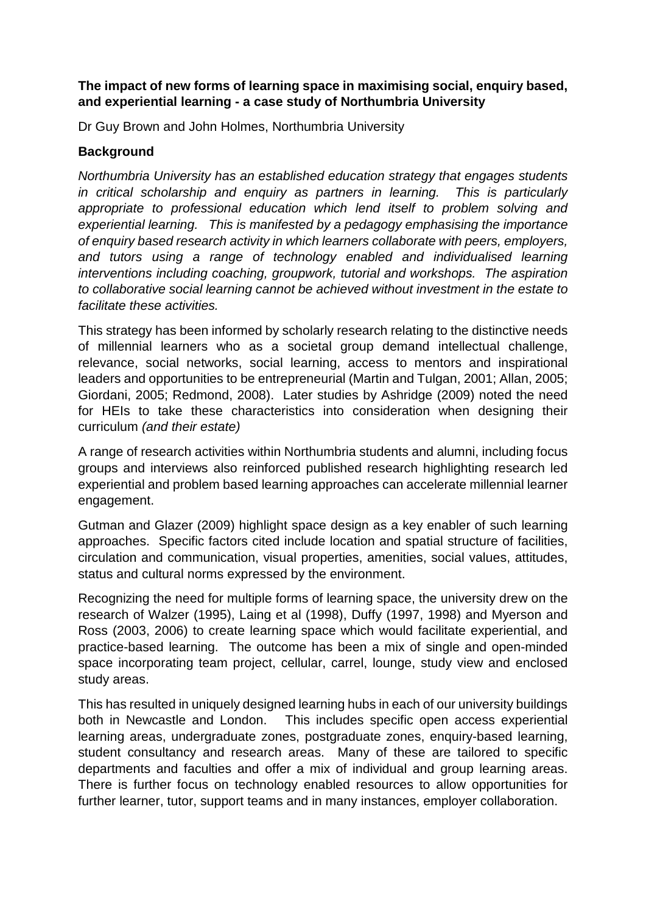**The impact of new forms of learning space in maximising social, enquiry based, and experiential learning - a case study of Northumbria University**

Dr Guy Brown and John Holmes, Northumbria University

**Background**

*Northumbria University has an established education strategy that engages students in critical scholarship and enquiry as partners in learning. This is particularly appropriate to professional education which lend itself to problem solving and experiential learning. This is manifested by a pedagogy emphasising the importance of enquiry based research activity in which learners collaborate with peers, employers, and tutors using a range of technology enabled and individualised learning interventions including coaching, groupwork, tutorial and workshops. The aspiration to collaborative social learning cannot be achieved without investment in the estate to facilitate these activities.*

This strategy has been informed by scholarly research relating to the distinctive needs of millennial learners who as a societal group demand intellectual challenge, relevance, social networks, social learning, access to mentors and inspirational leaders and opportunities to be entrepreneurial (Martin and Tulgan, 2001; Allan, 2005; Giordani, 2005; Redmond, 2008). Later studies by Ashridge (2009) noted the need for HEIs to take these characteristics into consideration when designing their curriculum *(and their estate)*

A range of research activities within Northumbria students and alumni, including focus groups and interviews also reinforced published research highlighting research led experiential and problem based learning approaches can accelerate millennial learner engagement.

Gutman and Glazer (2009) highlight space design as a key enabler of such learning approaches. Specific factors cited include location and spatial structure of facilities, circulation and communication, visual properties, amenities, social values, attitudes, status and cultural norms expressed by the environment.

Recognizing the need for multiple forms of learning space, the university drew on the research of Walzer (1995), Laing et al (1998), Duffy (1997, 1998) and Myerson and Ross (2003, 2006) to create learning space which would facilitate experiential, and practice-based learning. The outcome has been a mix of single and open-minded space incorporating team project, cellular, carrel, lounge, study view and enclosed study areas.

This has resulted in uniquely designed learning hubs in each of our university buildings both in Newcastle and London. This includes specific open access experiential learning areas, undergraduate zones, postgraduate zones, enquiry-based learning, student consultancy and research areas. Many of these are tailored to specific departments and faculties and offer a mix of individual and group learning areas. There is further focus on technology enabled resources to allow opportunities for further learner, tutor, support teams and in many instances, employer collaboration.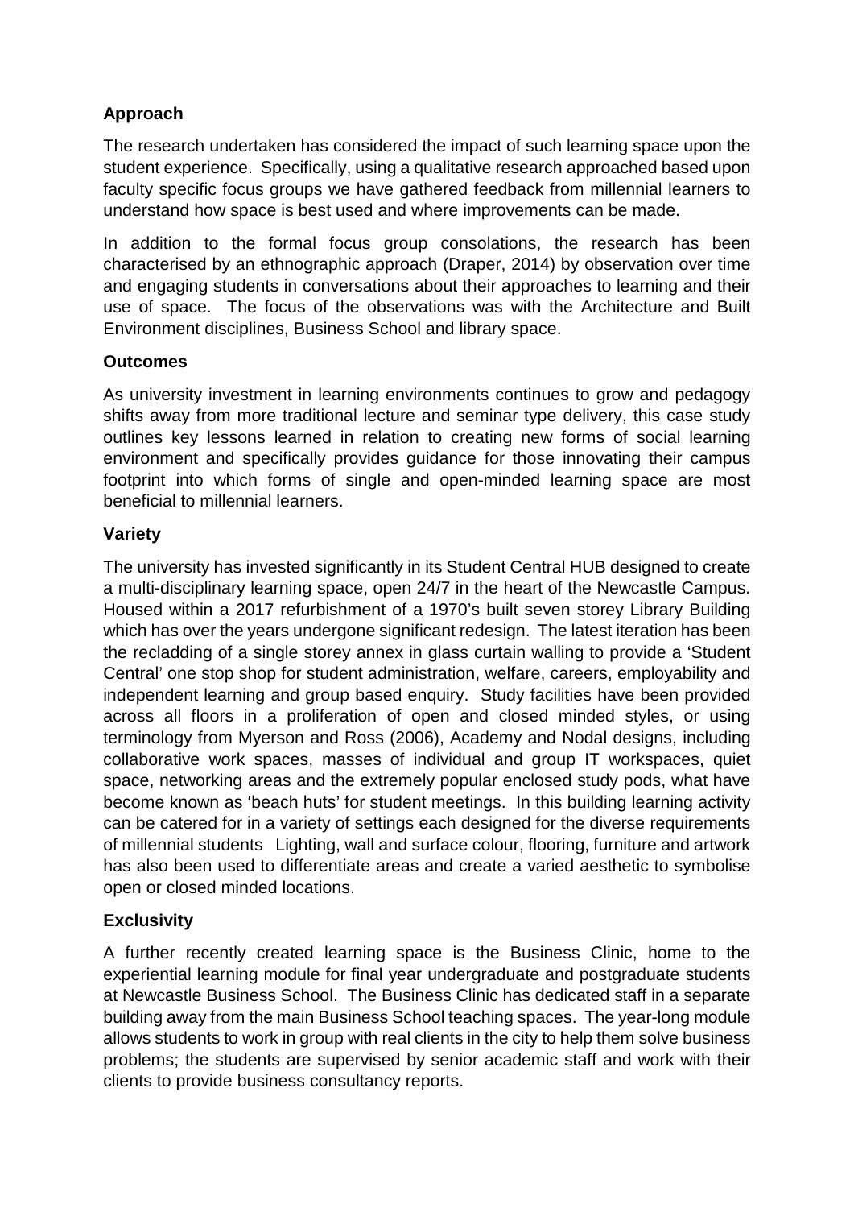**Approach**

The research undertaken has considered the impact of such learning space upon the student experience. Specifically, using a qualitative research approached based upon faculty specific focus groups we have gathered feedback from millennial learners to understand how space is best used and where improvements can be made.

In addition to the formal focus group consolations, the research has been characterised by an ethnographic approach (Draper, 2014) by observation over time and engaging students in conversations about their approaches to learning and their use of space. The focus of the observations was with the Architecture and Built Environment disciplines, Business School and library space.

**Outcomes**

As university investment in learning environments continues to grow and pedagogy shifts away from more traditional lecture and seminar type delivery, this case study outlines key lessons learned in relation to creating new forms of social learning environment and specifically provides guidance for those innovating their campus footprint into which forms of single and open-minded learning space are most beneficial to millennial learners.

**Variety**

The university has invested significantly in its Student Central HUB designed to create a multi-disciplinary learning space, open 24/7 in the heart of the Newcastle Campus. Housed within a 2017 refurbishment of a 1970's built seven storey Library Building which has over the years undergone significant redesign. The latest iteration has been the recladding of a single storey annex in glass curtain walling to provide a 'Student Central' one stop shop for student administration, welfare, careers, employability and independent learning and group based enquiry. Study facilities have been provided across all floors in a proliferation of open and closed minded styles, or using terminology from Myerson and Ross (2006), Academy and Nodal designs, including collaborative work spaces, masses of individual and group IT workspaces, quiet space, networking areas and the extremely popular enclosed study pods, what have become known as 'beach huts' for student meetings. In this building learning activity can be catered for in a variety of settings each designed for the diverse requirements of millennial students Lighting, wall and surface colour, flooring, furniture and artwork has also been used to differentiate areas and create a varied aesthetic to symbolise open or closed minded locations.

**Exclusivity**

A further recently created learning space is the Business Clinic, home to the experiential learning module for final year undergraduate and postgraduate students at Newcastle Business School. The Business Clinic has dedicated staff in a separate building away from the main Business School teaching spaces. The year-long module allows students to work in group with real clients in the city to help them solve business problems; the students are supervised by senior academic staff and work with their clients to provide business consultancy reports.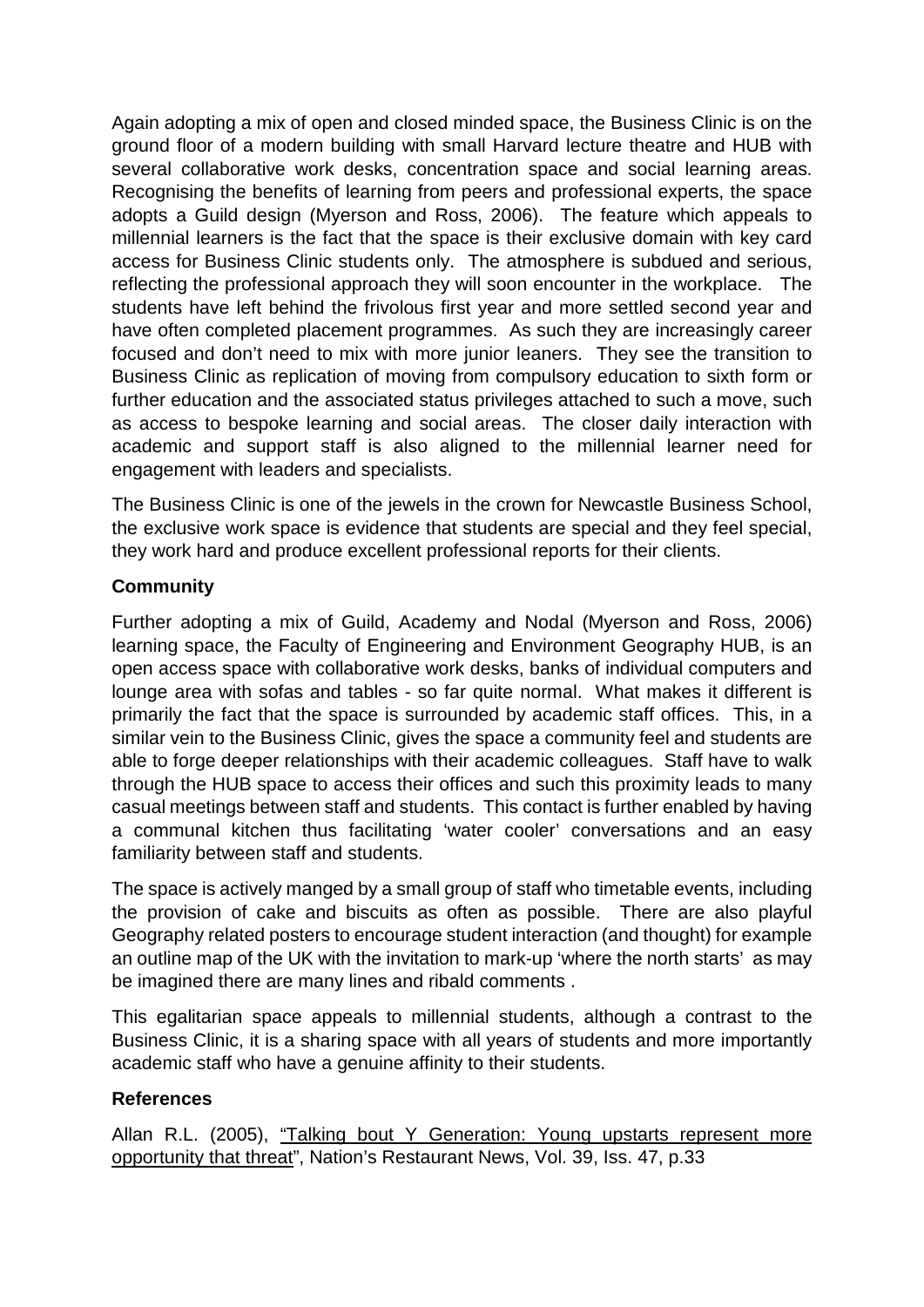Again adopting a mix of open and closed minded space, the Business Clinic is on the ground floor of a modern building with small Harvard lecture theatre and HUB with several collaborative work desks, concentration space and social learning areas. Recognising the benefits of learning from peers and professional experts, the space adopts a Guild design (Myerson and Ross, 2006). The feature which appeals to millennial learners is the fact that the space is their exclusive domain with key card access for Business Clinic students only. The atmosphere is subdued and serious, reflecting the professional approach they will soon encounter in the workplace. The students have left behind the frivolous first year and more settled second year and have often completed placement programmes. As such they are increasingly career focused and don't need to mix with more junior leaners. They see the transition to Business Clinic as replication of moving from compulsory education to sixth form or further education and the associated status privileges attached to such a move, such as access to bespoke learning and social areas. The closer daily interaction with academic and support staff is also aligned to the millennial learner need for engagement with leaders and specialists.

The Business Clinic is one of the jewels in the crown for Newcastle Business School, the exclusive work space is evidence that students are special and they feel special, they work hard and produce excellent professional reports for their clients.

**Community**

Further adopting a mix of Guild, Academy and Nodal (Myerson and Ross, 2006) learning space, the Faculty of Engineering and Environment Geography HUB, is an open access space with collaborative work desks, banks of individual computers and lounge area with sofas and tables - so far quite normal. What makes it different is primarily the fact that the space is surrounded by academic staff offices. This, in a similar vein to the Business Clinic, gives the space a community feel and students are able to forge deeper relationships with their academic colleagues. Staff have to walk through the HUB space to access their offices and such this proximity leads to many casual meetings between staff and students. This contact is further enabled by having a communal kitchen thus facilitating 'water cooler' conversations and an easy familiarity between staff and students.

The space is actively manged by a small group of staff who timetable events, including the provision of cake and biscuits as often as possible. There are also playful Geography related posters to encourage student interaction (and thought) for example an outline map of the UK with the invitation to mark-up 'where the north starts' as may be imagined there are many lines and ribald comments .

This egalitarian space appeals to millennial students, although a contrast to the Business Clinic, it is a sharing space with all years of students and more importantly academic staff who have a genuine affinity to their students.

**References**

Allan R.L. (2005), "Talking bout Y Generation: Young upstarts represent more opportunity that threat", Nation's Restaurant News, Vol. 39, Iss. 47, p.33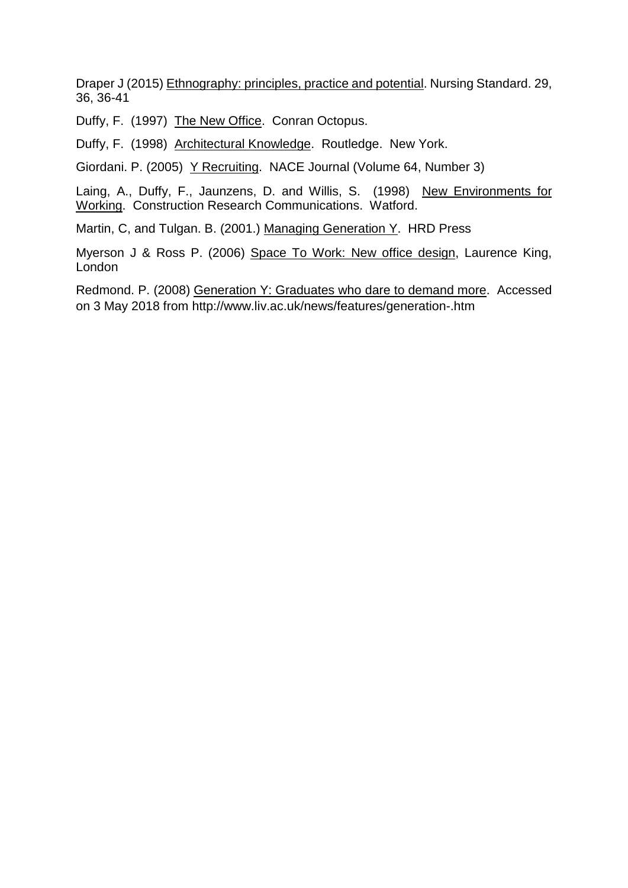Draper J (2015) Ethnography: principles, practice and potential. Nursing Standard. 29, 36, 36-41

Duffy, F. (1997) The New Office. Conran Octopus.

Duffy, F. (1998) Architectural Knowledge. Routledge. New York.

Giordani. P. (2005) Y Recruiting. NACE Journal (Volume 64, Number 3)

Laing, A., Duffy, F., Jaunzens, D. and Willis, S. (1998) New Environments for Working. Construction Research Communications. Watford.

Martin, C, and Tulgan. B. (2001.) Managing Generation Y. HRD Press

Myerson J & Ross P. (2006) Space To Work: New office design, Laurence King, London

Redmond. P. (2008) Generation Y: Graduates who dare to demand more. Accessed on 3 May 2018 from http://www.liv.ac.uk/news/features/generation-.htm